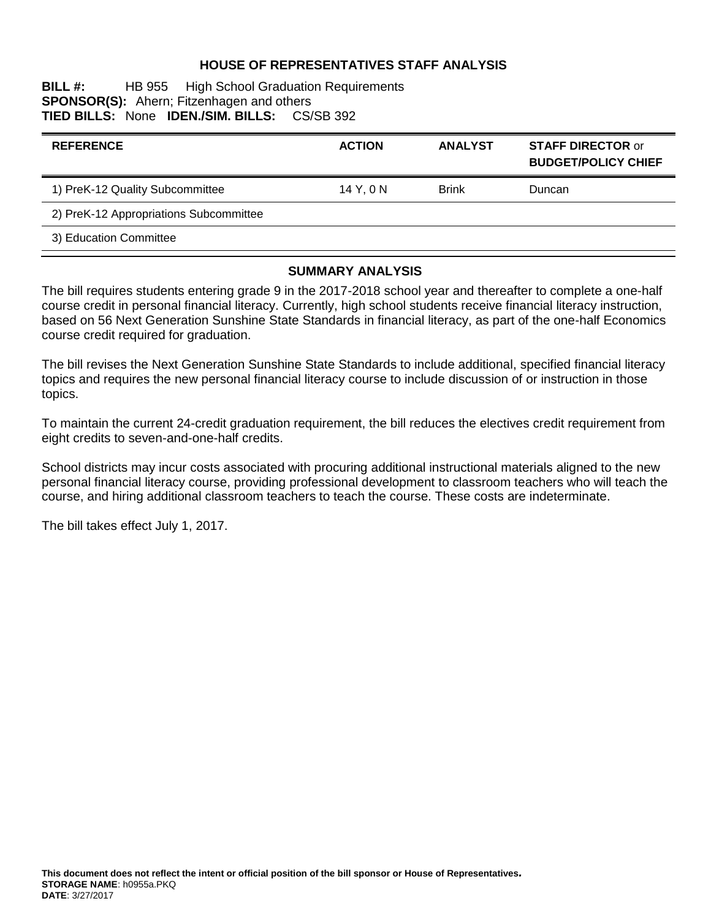# HOUSE OF REPRESENTATIVES STAFF ANALYSIS

**BILL #:** HB 955 High School Graduation Requirements
**SPONSOR(S):** Ahern; Fitzenhagen and others
**TIED BILLS:** None **IDEN./SIM. BILLS:** CS/SB 392

| REFERENCE | ACTION | ANALYST | STAFF DIRECTOR or BUDGET/POLICY CHIEF |
|---|---|---|---|
| 1) PreK-12 Quality Subcommittee | 14 Y, 0 N | Brink | Duncan |
| 2) PreK-12 Appropriations Subcommittee | | | |
| 3) Education Committee | | | |

## SUMMARY ANALYSIS

The bill requires students entering grade 9 in the 2017-2018 school year and thereafter to complete a one-half course credit in personal financial literacy. Currently, high school students receive financial literacy instruction, based on 56 Next Generation Sunshine State Standards in financial literacy, as part of the one-half Economics course credit required for graduation.

The bill revises the Next Generation Sunshine State Standards to include additional, specified financial literacy topics and requires the new personal financial literacy course to include discussion of or instruction in those topics.

To maintain the current 24-credit graduation requirement, the bill reduces the electives credit requirement from eight credits to seven-and-one-half credits.

School districts may incur costs associated with procuring additional instructional materials aligned to the new personal financial literacy course, providing professional development to classroom teachers who will teach the course, and hiring additional classroom teachers to teach the course. These costs are indeterminate.

The bill takes effect July 1, 2017.

**This document does not reflect the intent or official position of the bill sponsor or House of Representatives.**
**STORAGE NAME**: h0955a.PKQ
**DATE**: 3/27/2017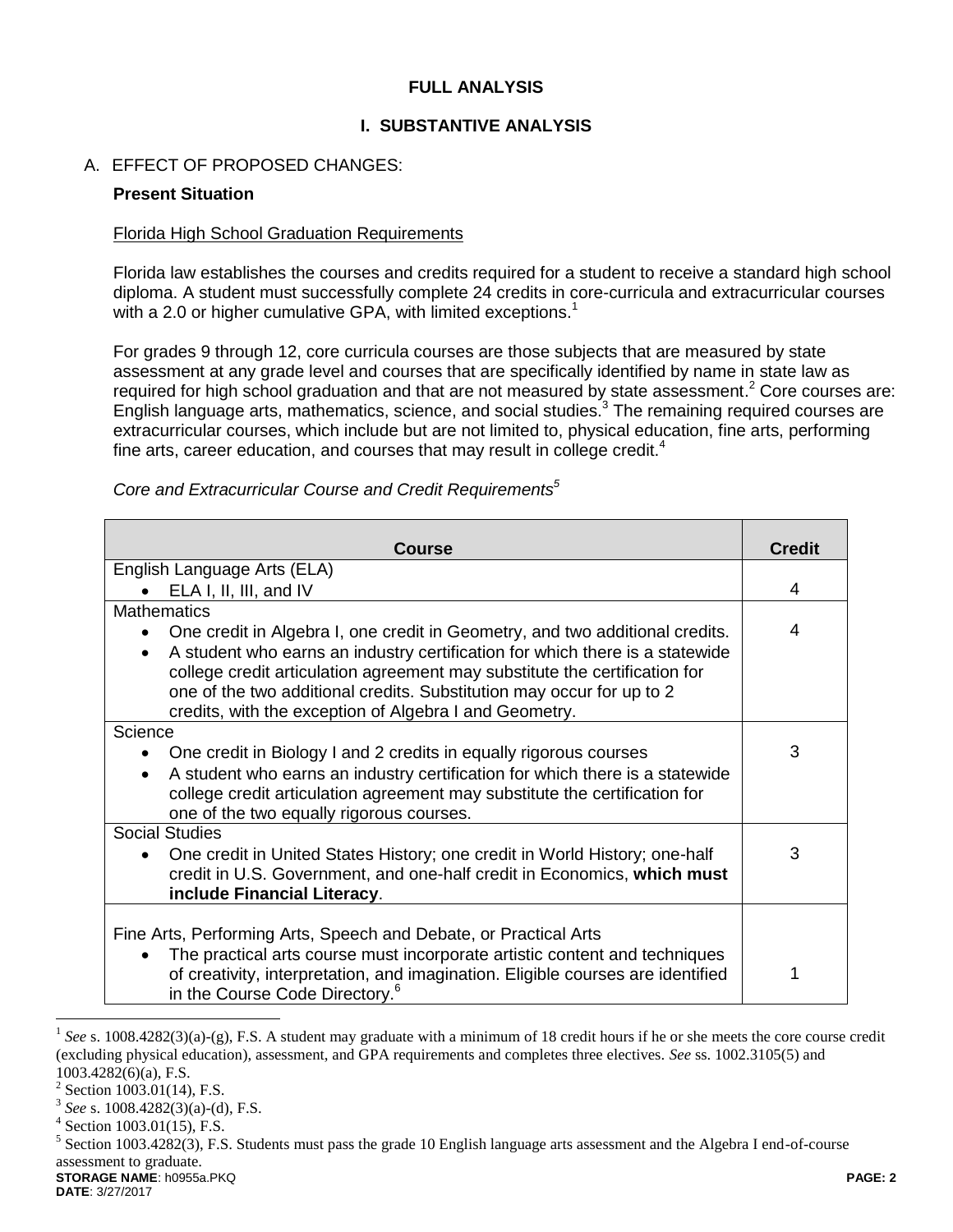# FULL ANALYSIS

## I. SUBSTANTIVE ANALYSIS

A. EFFECT OF PROPOSED CHANGES:

**Present Situation**

Florida High School Graduation Requirements

Florida law establishes the courses and credits required for a student to receive a standard high school diploma. A student must successfully complete 24 credits in core-curricula and extracurricular courses with a 2.0 or higher cumulative GPA, with limited exceptions.[1]

For grades 9 through 12, core curricula courses are those subjects that are measured by state assessment at any grade level and courses that are specifically identified by name in state law as required for high school graduation and that are not measured by state assessment.[2] Core courses are: English language arts, mathematics, science, and social studies.[3] The remaining required courses are extracurricular courses, which include but are not limited to, physical education, fine arts, performing fine arts, career education, and courses that may result in college credit.[4]

*Core and Extracurricular Course and Credit Requirements[5]*

| Course | Credit |
|---|---|
| English Language Arts (ELA)<br>• ELA I, II, III, and IV | 4 |
| Mathematics<br>• One credit in Algebra I, one credit in Geometry, and two additional credits.<br>• A student who earns an industry certification for which there is a statewide college credit articulation agreement may substitute the certification for one of the two additional credits. Substitution may occur for up to 2 credits, with the exception of Algebra I and Geometry. | 4 |
| Science<br>• One credit in Biology I and 2 credits in equally rigorous courses<br>• A student who earns an industry certification for which there is a statewide college credit articulation agreement may substitute the certification for one of the two equally rigorous courses. | 3 |
| Social Studies<br>• One credit in United States History; one credit in World History; one-half credit in U.S. Government, and one-half credit in Economics, **which must include Financial Literacy**. | 3 |
| Fine Arts, Performing Arts, Speech and Debate, or Practical Arts<br>• The practical arts course must incorporate artistic content and techniques of creativity, interpretation, and imagination. Eligible courses are identified in the Course Code Directory.[6] | 1 |

---

[1] *See* s. 1008.4282(3)(a)-(g), F.S. A student may graduate with a minimum of 18 credit hours if he or she meets the core course credit (excluding physical education), assessment, and GPA requirements and completes three electives. *See* ss. 1002.3105(5) and 1003.4282(6)(a), F.S.

[2] Section 1003.01(14), F.S.

[3] *See* s. 1008.4282(3)(a)-(d), F.S.

[4] Section 1003.01(15), F.S.

[5] Section 1003.4282(3), F.S. Students must pass the grade 10 English language arts assessment and the Algebra I end-of-course assessment to graduate.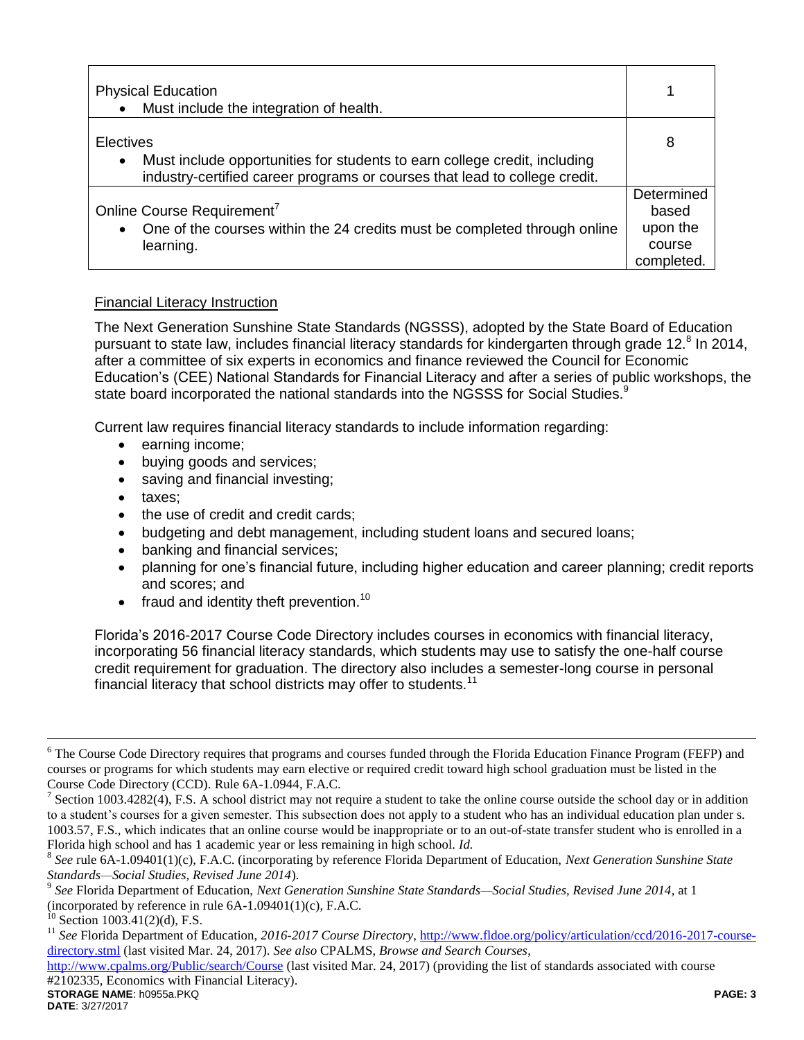| | |
|---|---|
| Physical Education<br>• Must include the integration of health. | 1 |
| Electives<br>• Must include opportunities for students to earn college credit, including industry-certified career programs or courses that lead to college credit. | 8 |
| Online Course Requirement[7]<br>• One of the courses within the 24 credits must be completed through online learning. | Determined based upon the course completed. |

Financial Literacy Instruction

The Next Generation Sunshine State Standards (NGSSS), adopted by the State Board of Education pursuant to state law, includes financial literacy standards for kindergarten through grade 12.[8] In 2014, after a committee of six experts in economics and finance reviewed the Council for Economic Education's (CEE) National Standards for Financial Literacy and after a series of public workshops, the state board incorporated the national standards into the NGSSS for Social Studies.[9]

Current law requires financial literacy standards to include information regarding:

- earning income;
- buying goods and services;
- saving and financial investing;
- taxes;
- the use of credit and credit cards;
- budgeting and debt management, including student loans and secured loans;
- banking and financial services;
- planning for one's financial future, including higher education and career planning; credit reports and scores; and
- fraud and identity theft prevention.[10]

Florida's 2016-2017 Course Code Directory includes courses in economics with financial literacy, incorporating 56 financial literacy standards, which students may use to satisfy the one-half course credit requirement for graduation. The directory also includes a semester-long course in personal financial literacy that school districts may offer to students.[11]

---

[6] The Course Code Directory requires that programs and courses funded through the Florida Education Finance Program (FEFP) and courses or programs for which students may earn elective or required credit toward high school graduation must be listed in the Course Code Directory (CCD). Rule 6A-1.0944, F.A.C.

[7] Section 1003.4282(4), F.S. A school district may not require a student to take the online course outside the school day or in addition to a student's courses for a given semester. This subsection does not apply to a student who has an individual education plan under s. 1003.57, F.S., which indicates that an online course would be inappropriate or to an out-of-state transfer student who is enrolled in a Florida high school and has 1 academic year or less remaining in high school. *Id.*

[8] *See* rule 6A-1.09401(1)(c), F.A.C. (incorporating by reference Florida Department of Education, *Next Generation Sunshine State Standards—Social Studies, Revised June 2014*).

[9] *See* Florida Department of Education, *Next Generation Sunshine State Standards—Social Studies, Revised June 2014*, at 1 (incorporated by reference in rule 6A-1.09401(1)(c), F.A.C.

[10] Section 1003.41(2)(d), F.S.

[11] *See* Florida Department of Education, *2016-2017 Course Directory*, http://www.fldoe.org/policy/articulation/ccd/2016-2017-course-directory.stml (last visited Mar. 24, 2017). *See also* CPALMS, *Browse and Search Courses*, http://www.cpalms.org/Public/search/Course (last visited Mar. 24, 2017) (providing the list of standards associated with course #2102335, Economics with Financial Literacy).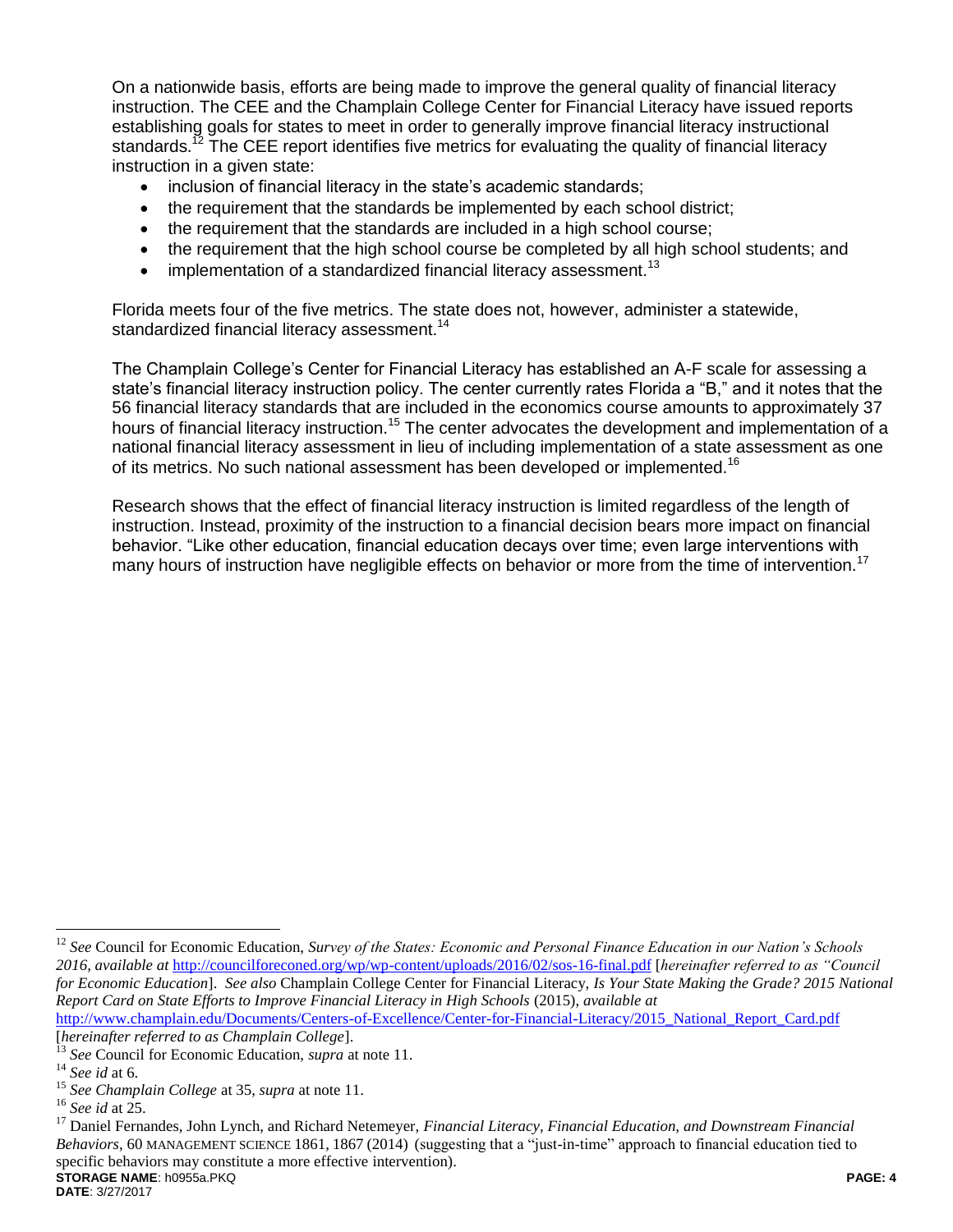On a nationwide basis, efforts are being made to improve the general quality of financial literacy instruction. The CEE and the Champlain College Center for Financial Literacy have issued reports establishing goals for states to meet in order to generally improve financial literacy instructional standards.[12] The CEE report identifies five metrics for evaluating the quality of financial literacy instruction in a given state:

- inclusion of financial literacy in the state's academic standards;
- the requirement that the standards be implemented by each school district;
- the requirement that the standards are included in a high school course;
- the requirement that the high school course be completed by all high school students; and
- implementation of a standardized financial literacy assessment.[13]

Florida meets four of the five metrics. The state does not, however, administer a statewide, standardized financial literacy assessment.[14]

The Champlain College's Center for Financial Literacy has established an A-F scale for assessing a state's financial literacy instruction policy. The center currently rates Florida a "B," and it notes that the 56 financial literacy standards that are included in the economics course amounts to approximately 37 hours of financial literacy instruction.[15] The center advocates the development and implementation of a national financial literacy assessment in lieu of including implementation of a state assessment as one of its metrics. No such national assessment has been developed or implemented.[16]

Research shows that the effect of financial literacy instruction is limited regardless of the length of instruction. Instead, proximity of the instruction to a financial decision bears more impact on financial behavior. "Like other education, financial education decays over time; even large interventions with many hours of instruction have negligible effects on behavior or more from the time of intervention.[17]

---

[12] *See* Council for Economic Education, *Survey of the States: Economic and Personal Finance Education in our Nation's Schools 2016*, *available at* http://councilforeconed.org/wp/wp-content/uploads/2016/02/sos-16-final.pdf [*hereinafter referred to as "Council for Economic Education*]. *See also* Champlain College Center for Financial Literacy, *Is Your State Making the Grade? 2015 National Report Card on State Efforts to Improve Financial Literacy in High Schools* (2015), *available at* http://www.champlain.edu/Documents/Centers-of-Excellence/Center-for-Financial-Literacy/2015_National_Report_Card.pdf [*hereinafter referred to as Champlain College*].

[13] *See* Council for Economic Education, *supra* at note 11.

[14] *See id* at 6.

[15] *See Champlain College* at 35, *supra* at note 11.

[16] *See id* at 25.

[17] Daniel Fernandes, John Lynch, and Richard Netemeyer, *Financial Literacy, Financial Education, and Downstream Financial Behaviors*, 60 MANAGEMENT SCIENCE 1861, 1867 (2014) (suggesting that a "just-in-time" approach to financial education tied to specific behaviors may constitute a more effective intervention).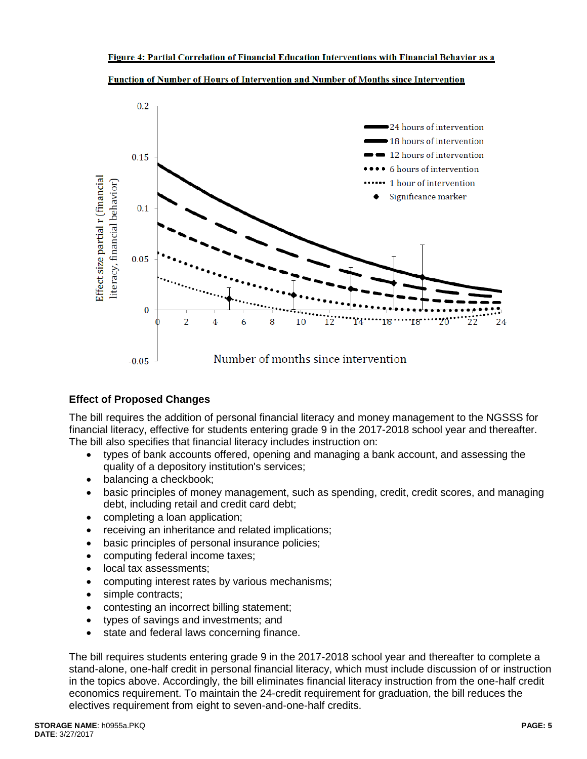**Figure 4: Partial Correlation of Financial Education Interventions with Financial Behavior as a Function of Number of Hours of Intervention and Number of Months since Intervention**

### Effect of Proposed Changes

The bill requires the addition of personal financial literacy and money management to the NGSSS for financial literacy, effective for students entering grade 9 in the 2017-2018 school year and thereafter. The bill also specifies that financial literacy includes instruction on:

- types of bank accounts offered, opening and managing a bank account, and assessing the quality of a depository institution's services;
- balancing a checkbook;
- basic principles of money management, such as spending, credit, credit scores, and managing debt, including retail and credit card debt;
- completing a loan application;
- receiving an inheritance and related implications;
- basic principles of personal insurance policies;
- computing federal income taxes;
- local tax assessments;
- computing interest rates by various mechanisms;
- simple contracts;
- contesting an incorrect billing statement;
- types of savings and investments; and
- state and federal laws concerning finance.

The bill requires students entering grade 9 in the 2017-2018 school year and thereafter to complete a stand-alone, one-half credit in personal financial literacy, which must include discussion of or instruction in the topics above. Accordingly, the bill eliminates financial literacy instruction from the one-half credit economics requirement. To maintain the 24-credit requirement for graduation, the bill reduces the electives requirement from eight to seven-and-one-half credits.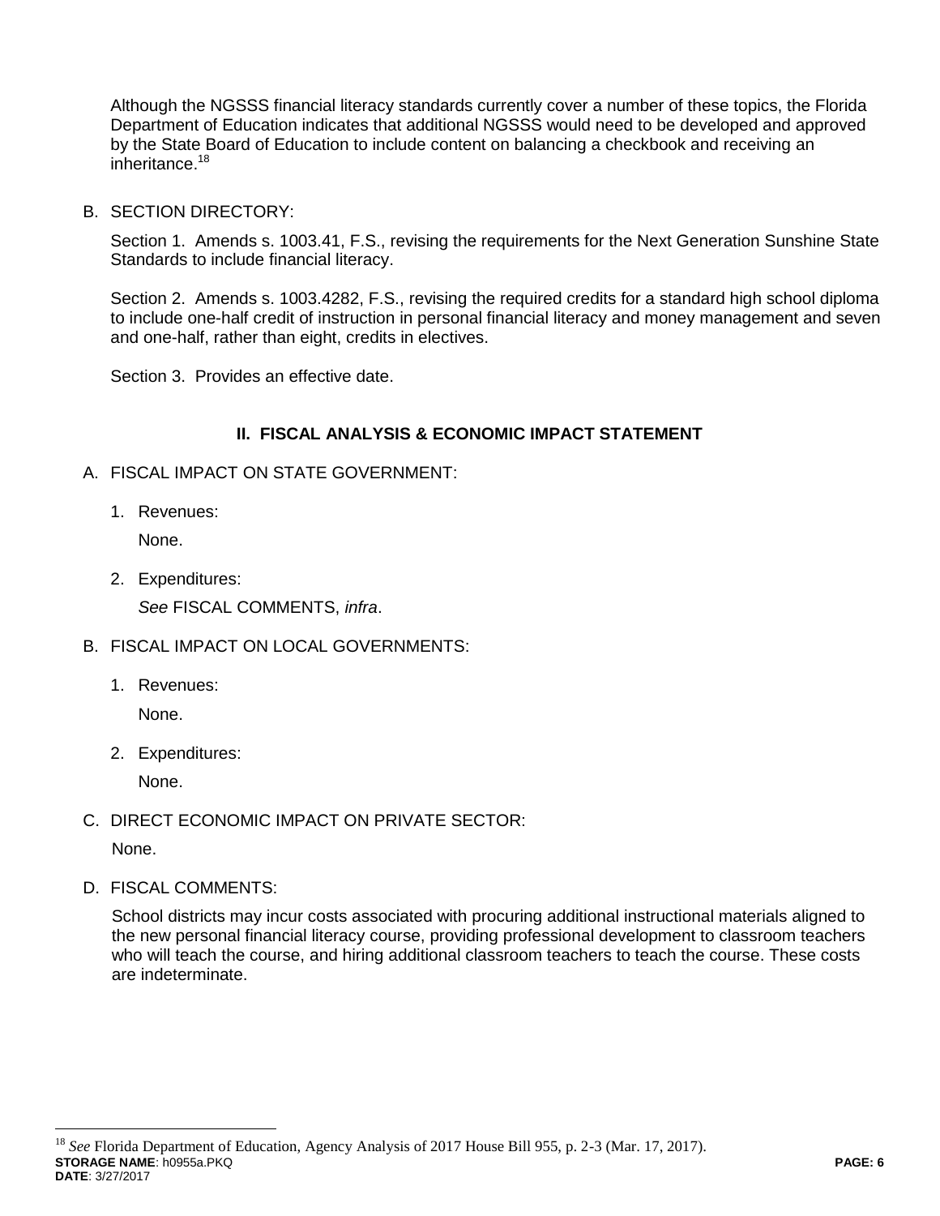Although the NGSSS financial literacy standards currently cover a number of these topics, the Florida Department of Education indicates that additional NGSSS would need to be developed and approved by the State Board of Education to include content on balancing a checkbook and receiving an inheritance.[18]

B. SECTION DIRECTORY:

Section 1. Amends s. 1003.41, F.S., revising the requirements for the Next Generation Sunshine State Standards to include financial literacy.

Section 2. Amends s. 1003.4282, F.S., revising the required credits for a standard high school diploma to include one-half credit of instruction in personal financial literacy and money management and seven and one-half, rather than eight, credits in electives.

Section 3. Provides an effective date.

## II. FISCAL ANALYSIS & ECONOMIC IMPACT STATEMENT

A. FISCAL IMPACT ON STATE GOVERNMENT:

1. Revenues:

   None.

2. Expenditures:

   *See* FISCAL COMMENTS, *infra*.

B. FISCAL IMPACT ON LOCAL GOVERNMENTS:

1. Revenues:

   None.

2. Expenditures:

   None.

C. DIRECT ECONOMIC IMPACT ON PRIVATE SECTOR:

None.

D. FISCAL COMMENTS:

School districts may incur costs associated with procuring additional instructional materials aligned to the new personal financial literacy course, providing professional development to classroom teachers who will teach the course, and hiring additional classroom teachers to teach the course. These costs are indeterminate.

[18] *See* Florida Department of Education, Agency Analysis of 2017 House Bill 955, p. 2-3 (Mar. 17, 2017).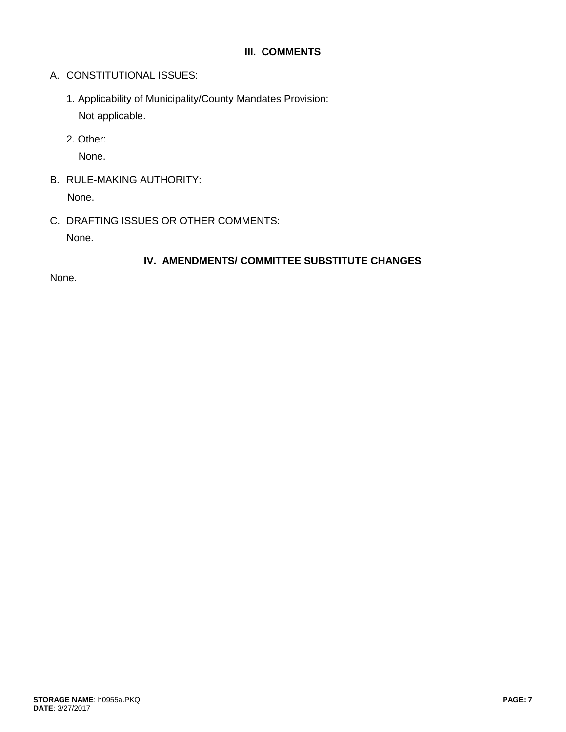## III. COMMENTS

A. CONSTITUTIONAL ISSUES:

1. Applicability of Municipality/County Mandates Provision:

   Not applicable.

2. Other:

   None.

B. RULE-MAKING AUTHORITY:

   None.

C. DRAFTING ISSUES OR OTHER COMMENTS:

   None.

## IV. AMENDMENTS/ COMMITTEE SUBSTITUTE CHANGES

None.